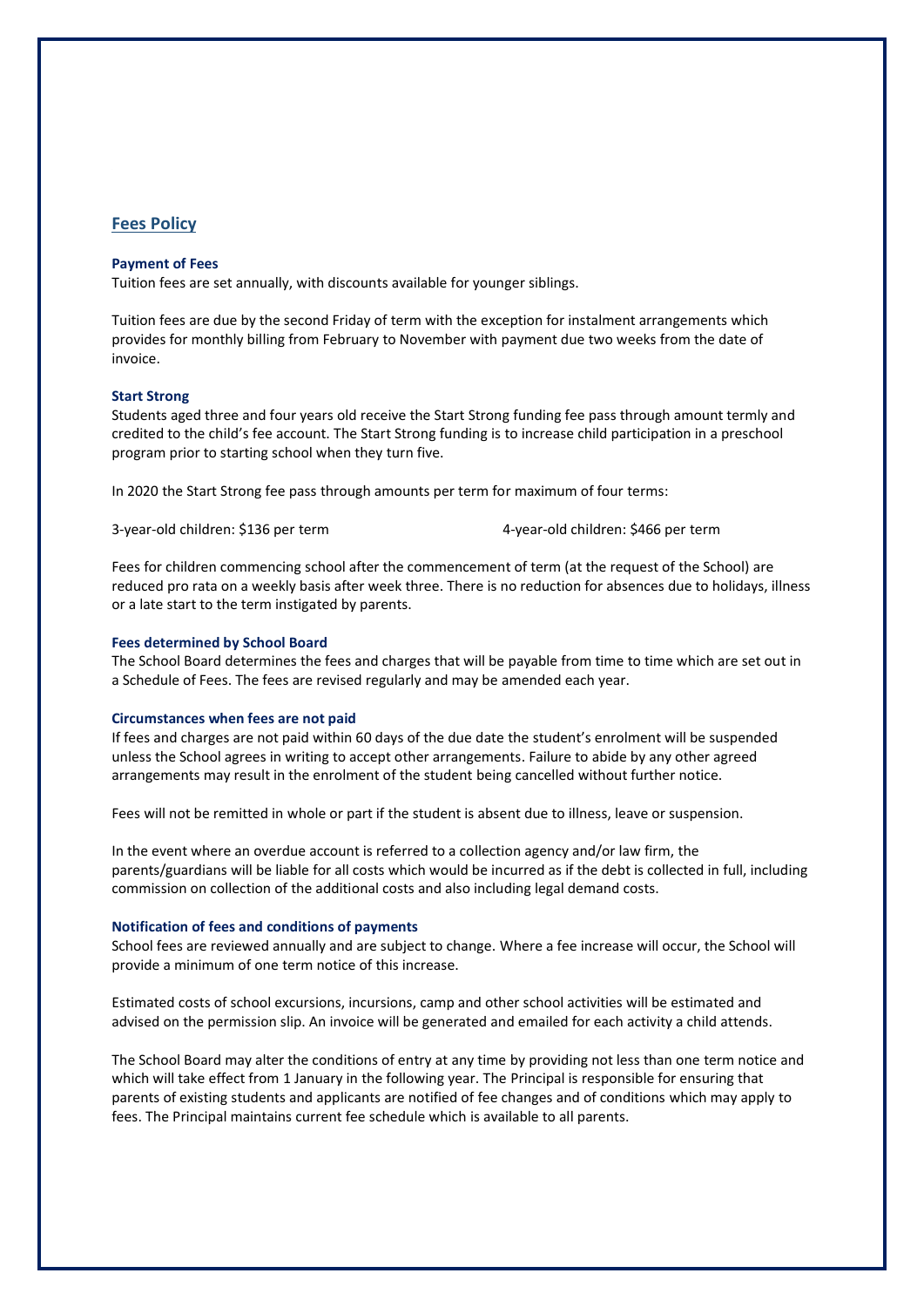## Fees Policy

### Payment of Fees

Tuition fees are set annually, with discounts available for younger siblings.

Tuition fees are due by the second Friday of term with the exception for instalment arrangements which provides for monthly billing from February to November with payment due two weeks from the date of invoice.

### Start Strong

Students aged three and four years old receive the Start Strong funding fee pass through amount termly and credited to the child's fee account. The Start Strong funding is to increase child participation in a preschool program prior to starting school when they turn five.

In 2020 the Start Strong fee pass through amounts per term for maximum of four terms:

3-year-old children: $136 per term

4-year-old children: $466 per term

Fees for children commencing school after the commencement of term (at the request of the School) are reduced pro rata on a weekly basis after week three. There is no reduction for absences due to holidays, illness or a late start to the term instigated by parents.

### Fees determined by School Board

The School Board determines the fees and charges that will be payable from time to time which are set out in a Schedule of Fees. The fees are revised regularly and may be amended each year.

### Circumstances when fees are not paid

If fees and charges are not paid within 60 days of the due date the student's enrolment will be suspended unless the School agrees in writing to accept other arrangements. Failure to abide by any other agreed arrangements may result in the enrolment of the student being cancelled without further notice.

Fees will not be remitted in whole or part if the student is absent due to illness, leave or suspension.

In the event where an overdue account is referred to a collection agency and/or law firm, the parents/guardians will be liable for all costs which would be incurred as if the debt is collected in full, including commission on collection of the additional costs and also including legal demand costs.

### Notification of fees and conditions of payments

School fees are reviewed annually and are subject to change. Where a fee increase will occur, the School will provide a minimum of one term notice of this increase.

Estimated costs of school excursions, incursions, camp and other school activities will be estimated and advised on the permission slip. An invoice will be generated and emailed for each activity a child attends.

The School Board may alter the conditions of entry at any time by providing not less than one term notice and which will take effect from 1 January in the following year. The Principal is responsible for ensuring that parents of existing students and applicants are notified of fee changes and of conditions which may apply to fees. The Principal maintains current fee schedule which is available to all parents.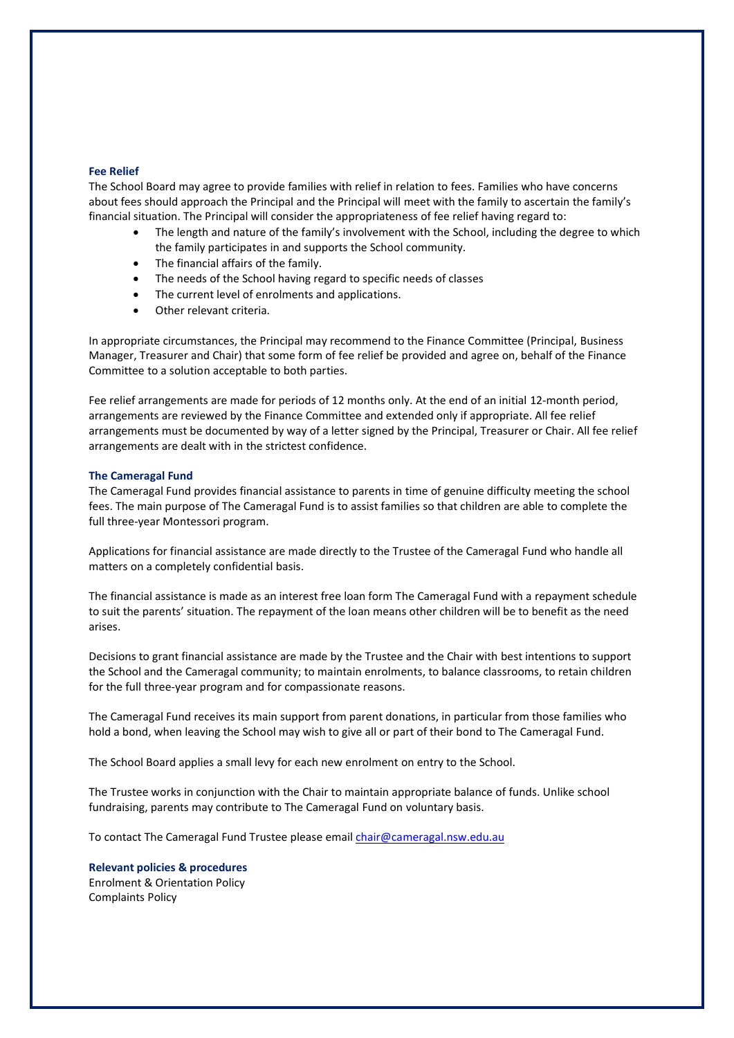### Fee Relief

The School Board may agree to provide families with relief in relation to fees. Families who have concerns about fees should approach the Principal and the Principal will meet with the family to ascertain the family's financial situation. The Principal will consider the appropriateness of fee relief having regard to:

- The length and nature of the family's involvement with the School, including the degree to which the family participates in and supports the School community.
- The financial affairs of the family.
- The needs of the School having regard to specific needs of classes
- The current level of enrolments and applications.
- Other relevant criteria.

In appropriate circumstances, the Principal may recommend to the Finance Committee (Principal, Business Manager, Treasurer and Chair) that some form of fee relief be provided and agree on, behalf of the Finance Committee to a solution acceptable to both parties.

Fee relief arrangements are made for periods of 12 months only. At the end of an initial 12-month period, arrangements are reviewed by the Finance Committee and extended only if appropriate. All fee relief arrangements must be documented by way of a letter signed by the Principal, Treasurer or Chair. All fee relief arrangements are dealt with in the strictest confidence.

### The Cameragal Fund

The Cameragal Fund provides financial assistance to parents in time of genuine difficulty meeting the school fees. The main purpose of The Cameragal Fund is to assist families so that children are able to complete the full three-year Montessori program.

Applications for financial assistance are made directly to the Trustee of the Cameragal Fund who handle all matters on a completely confidential basis.

The financial assistance is made as an interest free loan form The Cameragal Fund with a repayment schedule to suit the parents' situation. The repayment of the loan means other children will be to benefit as the need arises.

Decisions to grant financial assistance are made by the Trustee and the Chair with best intentions to support the School and the Cameragal community; to maintain enrolments, to balance classrooms, to retain children for the full three-year program and for compassionate reasons.

The Cameragal Fund receives its main support from parent donations, in particular from those families who hold a bond, when leaving the School may wish to give all or part of their bond to The Cameragal Fund.

The School Board applies a small levy for each new enrolment on entry to the School.

The Trustee works in conjunction with the Chair to maintain appropriate balance of funds. Unlike school fundraising, parents may contribute to The Cameragal Fund on voluntary basis.

To contact The Cameragal Fund Trustee please email chair@cameragal.nsw.edu.au

### Relevant policies & procedures

Enrolment & Orientation Policy
Complaints Policy